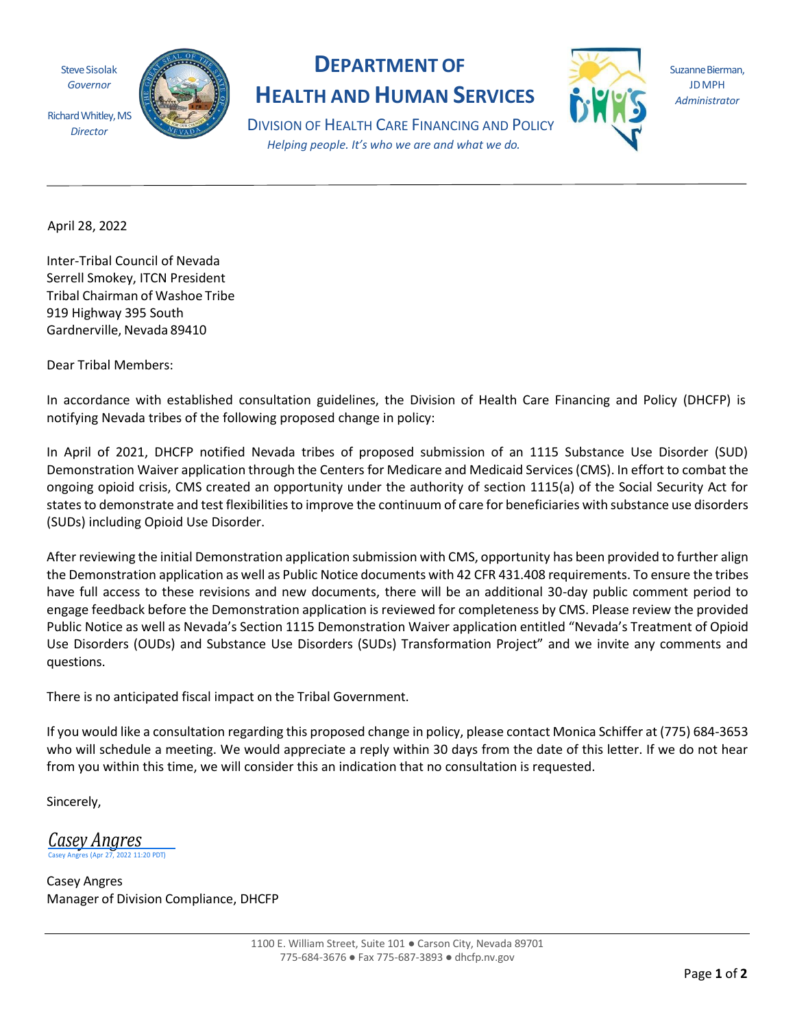Steve Sisolak
*Governor*

Richard Whitley, MS
*Director*

# DEPARTMENT OF HEALTH AND HUMAN SERVICES

DIVISION OF HEALTH CARE FINANCING AND POLICY

*Helping people. It's who we are and what we do.*

Suzanne Bierman, JD MPH
*Administrator*

---

April 28, 2022

Inter-Tribal Council of Nevada
Serrell Smokey, ITCN President
Tribal Chairman of Washoe Tribe
919 Highway 395 South
Gardnerville, Nevada 89410

Dear Tribal Members:

In accordance with established consultation guidelines, the Division of Health Care Financing and Policy (DHCFP) is notifying Nevada tribes of the following proposed change in policy:

In April of 2021, DHCFP notified Nevada tribes of proposed submission of an 1115 Substance Use Disorder (SUD) Demonstration Waiver application through the Centers for Medicare and Medicaid Services (CMS). In effort to combat the ongoing opioid crisis, CMS created an opportunity under the authority of section 1115(a) of the Social Security Act for states to demonstrate and test flexibilities to improve the continuum of care for beneficiaries with substance use disorders (SUDs) including Opioid Use Disorder.

After reviewing the initial Demonstration application submission with CMS, opportunity has been provided to further align the Demonstration application as well as Public Notice documents with 42 CFR 431.408 requirements. To ensure the tribes have full access to these revisions and new documents, there will be an additional 30-day public comment period to engage feedback before the Demonstration application is reviewed for completeness by CMS. Please review the provided Public Notice as well as Nevada's Section 1115 Demonstration Waiver application entitled "Nevada's Treatment of Opioid Use Disorders (OUDs) and Substance Use Disorders (SUDs) Transformation Project" and we invite any comments and questions.

There is no anticipated fiscal impact on the Tribal Government.

If you would like a consultation regarding this proposed change in policy, please contact Monica Schiffer at (775) 684-3653 who will schedule a meeting. We would appreciate a reply within 30 days from the date of this letter. If we do not hear from you within this time, we will consider this an indication that no consultation is requested.

Sincerely,

*Casey Angres*
Casey Angres (Apr 27, 2022 11:20 PDT)

Casey Angres
Manager of Division Compliance, DHCFP

---

1100 E. William Street, Suite 101 ● Carson City, Nevada 89701
775-684-3676 ● Fax 775-687-3893 ● dhcfp.nv.gov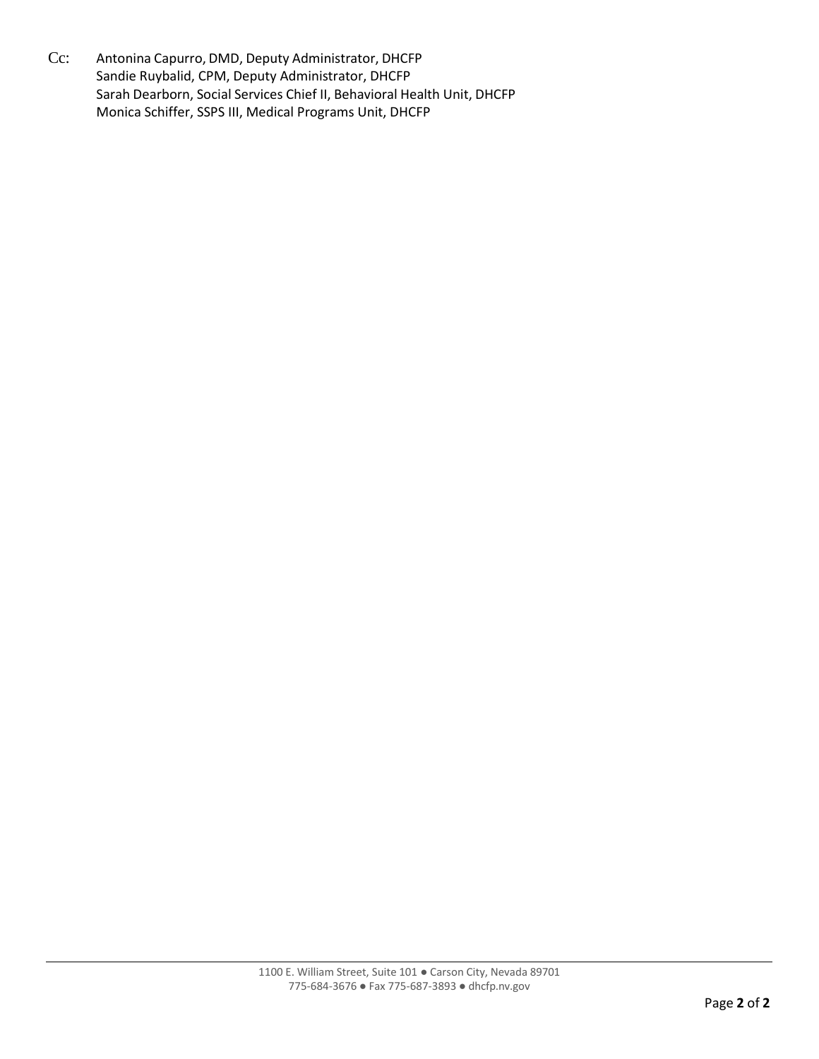Cc: Antonina Capurro, DMD, Deputy Administrator, DHCFP
Sandie Ruybalid, CPM, Deputy Administrator, DHCFP
Sarah Dearborn, Social Services Chief II, Behavioral Health Unit, DHCFP
Monica Schiffer, SSPS III, Medical Programs Unit, DHCFP